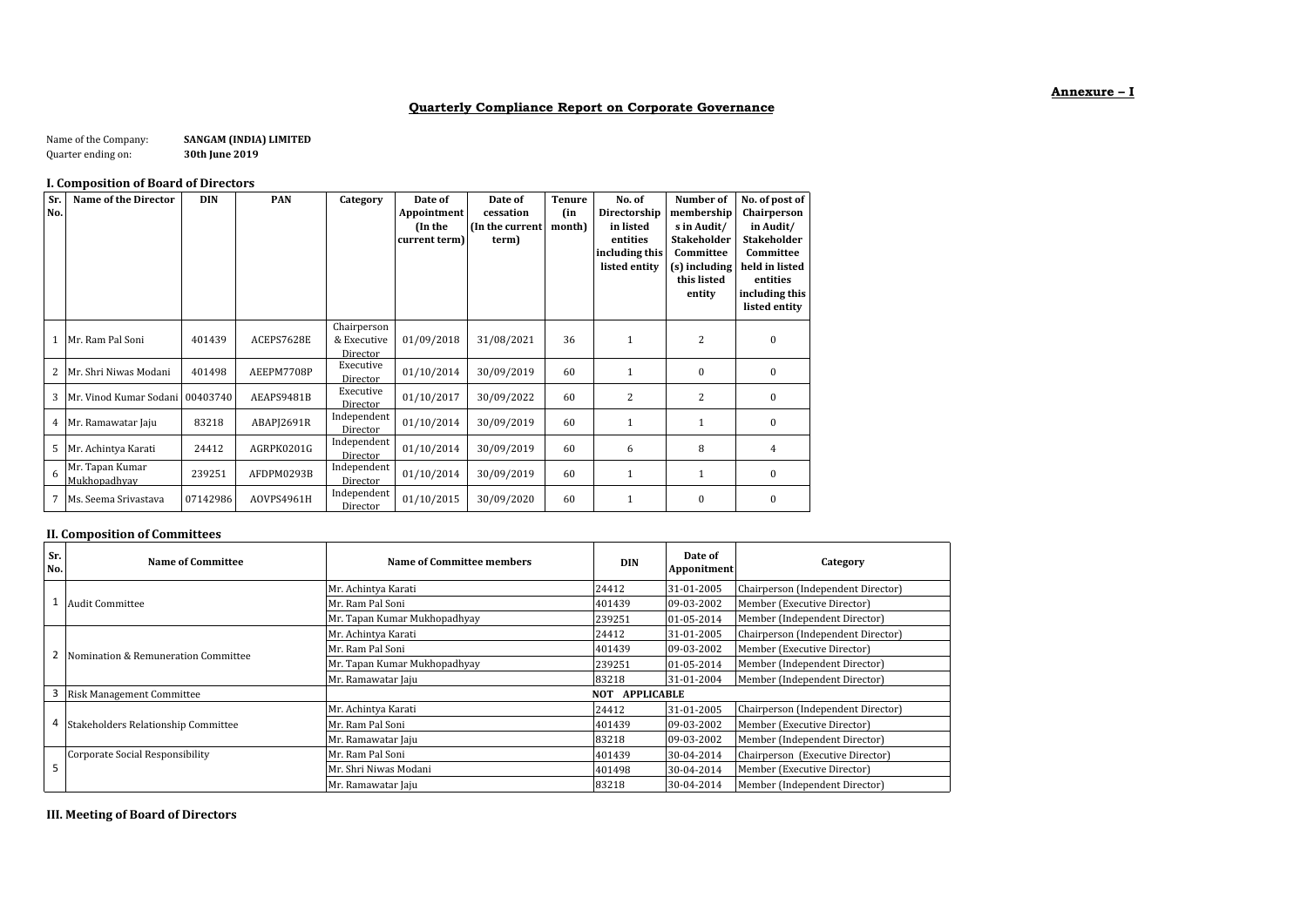**Annexure – I**

## Quarterly Compliance Report on Corporate Governance

Name of the Company: **SANGAM (INDIA) LIMITED**
Quarter ending on: **30th June 2019**

### I. Composition of Board of Directors

| Sr. No. | Name of the Director | DIN | PAN | Category | Date of Appointment (In the current term) | Date of cessation (In the current term) | Tenure (in month) | No. of Directorship in listed entities including this listed entity | Number of memberships in Audit/ Stakeholder Committee (s) including this listed entity | No. of post of Chairperson in Audit/ Stakeholder Committee held in listed entities including this listed entity |
|---|---|---|---|---|---|---|---|---|---|---|
| 1 | Mr. Ram Pal Soni | 401439 | ACEPS7628E | Chairperson & Executive Director | 01/09/2018 | 31/08/2021 | 36 | 1 | 2 | 0 |
| 2 | Mr. Shri Niwas Modani | 401498 | AEEPM7708P | Executive Director | 01/10/2014 | 30/09/2019 | 60 | 1 | 0 | 0 |
| 3 | Mr. Vinod Kumar Sodani | 00403740 | AEAPS9481B | Executive Director | 01/10/2017 | 30/09/2022 | 60 | 2 | 2 | 0 |
| 4 | Mr. Ramawatar Jaju | 83218 | ABAPJ2691R | Independent Director | 01/10/2014 | 30/09/2019 | 60 | 1 | 1 | 0 |
| 5 | Mr. Achintya Karati | 24412 | AGRPK0201G | Independent Director | 01/10/2014 | 30/09/2019 | 60 | 6 | 8 | 4 |
| 6 | Mr. Tapan Kumar Mukhopadhyay | 239251 | AFDPM0293B | Independent Director | 01/10/2014 | 30/09/2019 | 60 | 1 | 1 | 0 |
| 7 | Ms. Seema Srivastava | 07142986 | AOVPS4961H | Independent Director | 01/10/2015 | 30/09/2020 | 60 | 1 | 0 | 0 |

### II. Composition of Committees

| Sr. No. | Name of Committee | Name of Committee members | DIN | Date of Appointment | Category |
|---|---|---|---|---|---|
| 1 | Audit Committee | Mr. Achintya Karati | 24412 | 31-01-2005 | Chairperson (Independent Director) |
| | | Mr. Ram Pal Soni | 401439 | 09-03-2002 | Member (Executive Director) |
| | | Mr. Tapan Kumar Mukhopadhyay | 239251 | 01-05-2014 | Member (Independent Director) |
| 2 | Nomination & Remuneration Committee | Mr. Achintya Karati | 24412 | 31-01-2005 | Chairperson (Independent Director) |
| | | Mr. Ram Pal Soni | 401439 | 09-03-2002 | Member (Executive Director) |
| | | Mr. Tapan Kumar Mukhopadhyay | 239251 | 01-05-2014 | Member (Independent Director) |
| | | Mr. Ramawatar Jaju | 83218 | 31-01-2004 | Member (Independent Director) |
| 3 | Risk Management Committee | NOT APPLICABLE | | | |
| 4 | Stakeholders Relationship Committee | Mr. Achintya Karati | 24412 | 31-01-2005 | Chairperson (Independent Director) |
| | | Mr. Ram Pal Soni | 401439 | 09-03-2002 | Member (Executive Director) |
| | | Mr. Ramawatar Jaju | 83218 | 09-03-2002 | Member (Independent Director) |
| 5 | Corporate Social Responsibility | Mr. Ram Pal Soni | 401439 | 30-04-2014 | Chairperson (Executive Director) |
| | | Mr. Shri Niwas Modani | 401498 | 30-04-2014 | Member (Executive Director) |
| | | Mr. Ramawatar Jaju | 83218 | 30-04-2014 | Member (Independent Director) |

### III. Meeting of Board of Directors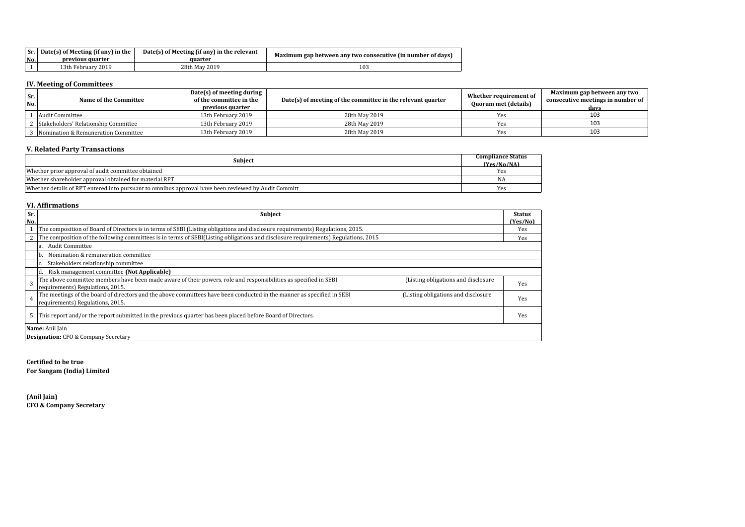| Sr. No. | Date(s) of Meeting (if any) in the previous quarter | Date(s) of Meeting (if any) in the relevant quarter | Maximum gap between any two consecutive (in number of days) |
|---|---|---|---|
| 1 | 13th February 2019 | 28th May 2019 | 103 |

## IV. Meeting of Committees

| Sr. No. | Name of the Committee | Date(s) of meeting during of the committee in the previous quarter | Date(s) of meeting of the committee in the relevant quarter | Whether requirement of Quorum met (details) | Maximum gap between any two consecutive meetings in number of days |
|---|---|---|---|---|---|
| 1 | Audit Committee | 13th February 2019 | 28th May 2019 | Yes | 103 |
| 2 | Stakeholders' Relationship Committee | 13th February 2019 | 28th May 2019 | Yes | 103 |
| 3 | Nomination & Remuneration Committee | 13th February 2019 | 28th May 2019 | Yes | 103 |

## V. Related Party Transactions

| Subject | Compliance Status (Yes/No/NA) |
|---|---|
| Whether prior approval of audit committee obtained | Yes |
| Whether shareholder approval obtained for material RPT | NA |
| Whether details of RPT entered into pursuant to omnibus approval have been reviewed by Audit Committ | Yes |

## VI. Affirmations

| Sr. No. | Subject | Status (Yes/No) |
|---|---|---|
| 1 | The composition of Board of Directors is in terms of SEBI (Listing obligations and disclosure requirements) Regulations, 2015. | Yes |
| 2 | The composition of the following committees is in terms of SEBI(Listing obligations and disclosure requirements) Regulations, 2015 | Yes |
| | a. Audit Committee | |
| | b. Nomination & remuneration committee | |
| | c. Stakeholders relationship committee | |
| | d. Risk management committee **(Not Applicable)** | |
| 3 | The above committee members have been made aware of their powers, role and responsibilities as specified in SEBI (Listing obligations and disclosure requirements) Regulations, 2015. | Yes |
| 4 | The meetings of the board of directors and the above committees have been conducted in the manner as specified in SEBI (Listing obligations and disclosure requirements) Regulations, 2015. | Yes |
| 5 | This report and/or the report submitted in the previous quarter has been placed before Board of Directors. | Yes |
| **Name:** Anil Jain | | |
| **Designation:** CFO & Company Secretary | | |

**Certified to be true**
**For Sangam (India) Limited**

**(Anil Jain)**
**CFO & Company Secretary**